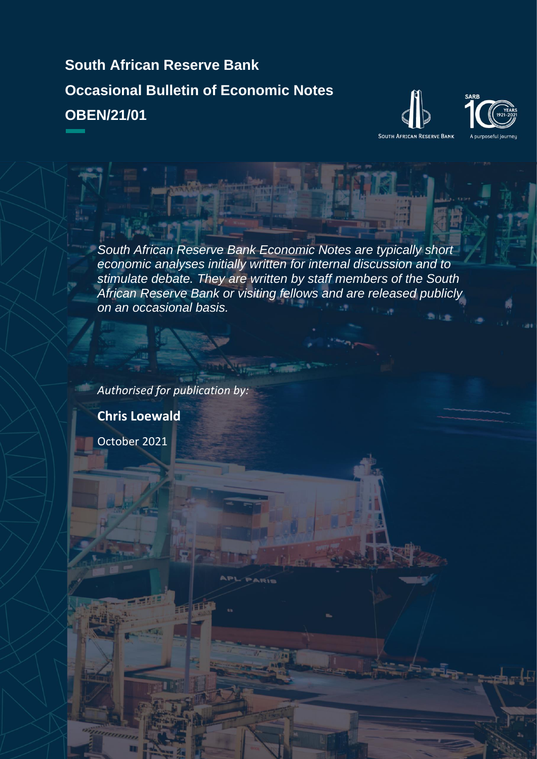**South African Reserve Bank**

**Occasional Bulletin of Economic Notes**

**OBEN/21/01**

*South African Reserve Bank Economic Notes are typically short economic analyses initially written for internal discussion and to stimulate debate. They are written by staff members of the South African Reserve Bank or visiting fellows and are released publicly on an occasional basis.*

*Authorised for publication by:*

**Chris Loewald**

October 2021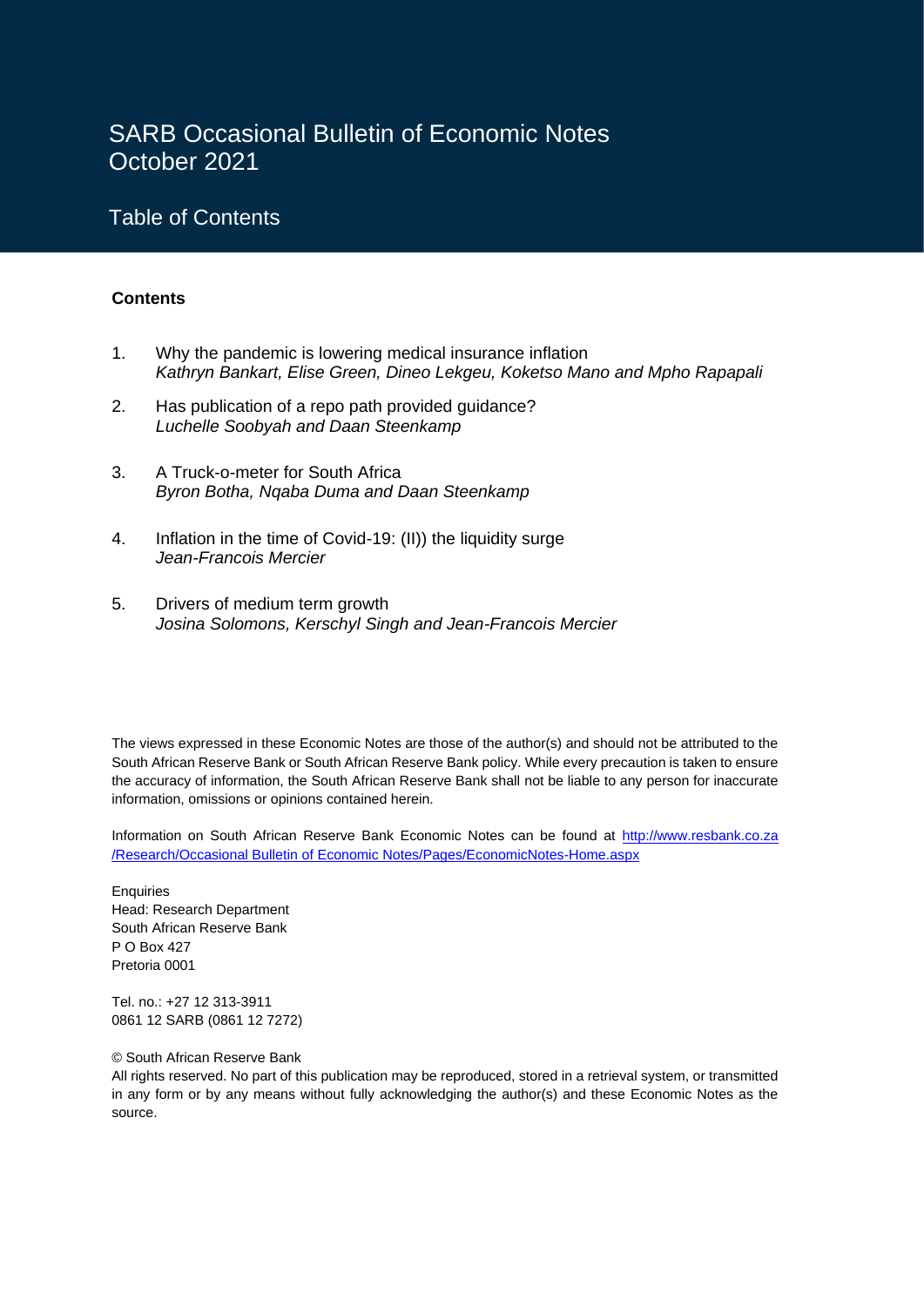# SARB Occasional Bulletin of Economic Notes October 2021

## Table of Contents

**Contents**

1. Why the pandemic is lowering medical insurance inflation
   *Kathryn Bankart, Elise Green, Dineo Lekgeu, Koketso Mano and Mpho Rapapali*

2. Has publication of a repo path provided guidance?
   *Luchelle Soobyah and Daan Steenkamp*

3. A Truck-o-meter for South Africa
   *Byron Botha, Nqaba Duma and Daan Steenkamp*

4. Inflation in the time of Covid-19: (II)) the liquidity surge
   *Jean-Francois Mercier*

5. Drivers of medium term growth
   *Josina Solomons, Kerschyl Singh and Jean-Francois Mercier*

The views expressed in these Economic Notes are those of the author(s) and should not be attributed to the South African Reserve Bank or South African Reserve Bank policy. While every precaution is taken to ensure the accuracy of information, the South African Reserve Bank shall not be liable to any person for inaccurate information, omissions or opinions contained herein.

Information on South African Reserve Bank Economic Notes can be found at http://www.resbank.co.za /Research/Occasional Bulletin of Economic Notes/Pages/EconomicNotes-Home.aspx

Enquiries
Head: Research Department
South African Reserve Bank
P O Box 427
Pretoria 0001

Tel. no.: +27 12 313-3911
0861 12 SARB (0861 12 7272)

© South African Reserve Bank
All rights reserved. No part of this publication may be reproduced, stored in a retrieval system, or transmitted in any form or by any means without fully acknowledging the author(s) and these Economic Notes as the source.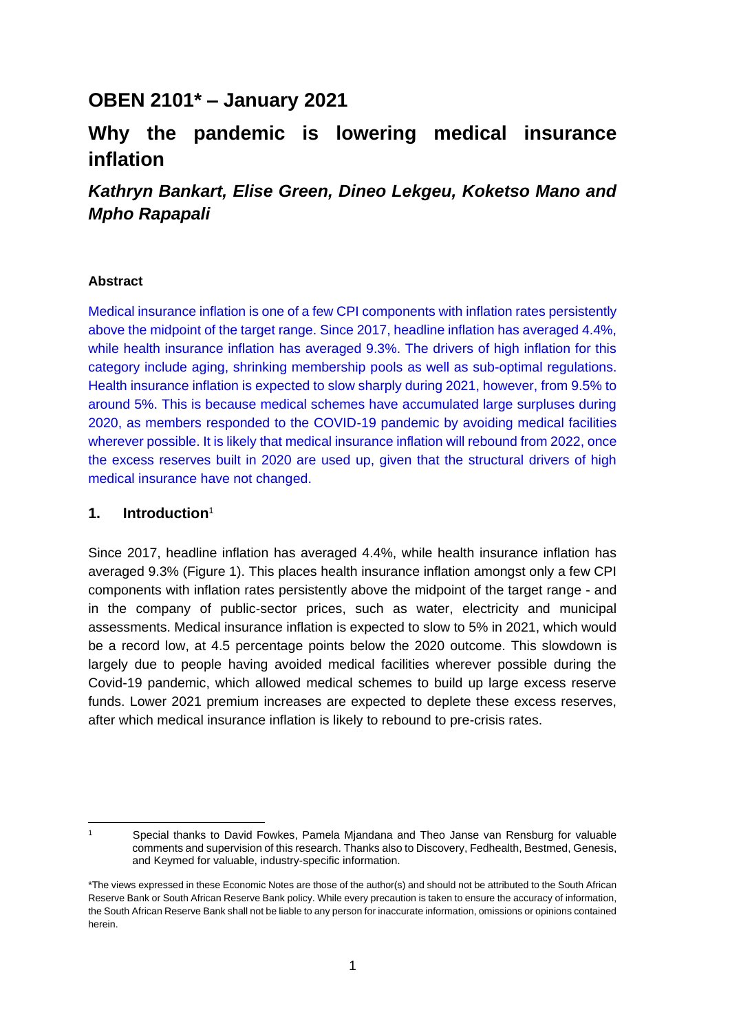# OBEN 2101* – January 2021

# Why the pandemic is lowering medical insurance inflation

## *Kathryn Bankart, Elise Green, Dineo Lekgeu, Koketso Mano and Mpho Rapapali*

#### Abstract

Medical insurance inflation is one of a few CPI components with inflation rates persistently above the midpoint of the target range. Since 2017, headline inflation has averaged 4.4%, while health insurance inflation has averaged 9.3%. The drivers of high inflation for this category include aging, shrinking membership pools as well as sub-optimal regulations. Health insurance inflation is expected to slow sharply during 2021, however, from 9.5% to around 5%. This is because medical schemes have accumulated large surpluses during 2020, as members responded to the COVID-19 pandemic by avoiding medical facilities wherever possible. It is likely that medical insurance inflation will rebound from 2022, once the excess reserves built in 2020 are used up, given that the structural drivers of high medical insurance have not changed.

## 1. Introduction[1]

Since 2017, headline inflation has averaged 4.4%, while health insurance inflation has averaged 9.3% (Figure 1). This places health insurance inflation amongst only a few CPI components with inflation rates persistently above the midpoint of the target range - and in the company of public-sector prices, such as water, electricity and municipal assessments. Medical insurance inflation is expected to slow to 5% in 2021, which would be a record low, at 4.5 percentage points below the 2020 outcome. This slowdown is largely due to people having avoided medical facilities wherever possible during the Covid-19 pandemic, which allowed medical schemes to build up large excess reserve funds. Lower 2021 premium increases are expected to deplete these excess reserves, after which medical insurance inflation is likely to rebound to pre-crisis rates.

[1] Special thanks to David Fowkes, Pamela Mjandana and Theo Janse van Rensburg for valuable comments and supervision of this research. Thanks also to Discovery, Fedhealth, Bestmed, Genesis, and Keymed for valuable, industry-specific information.

*The views expressed in these Economic Notes are those of the author(s) and should not be attributed to the South African Reserve Bank or South African Reserve Bank policy. While every precaution is taken to ensure the accuracy of information, the South African Reserve Bank shall not be liable to any person for inaccurate information, omissions or opinions contained herein.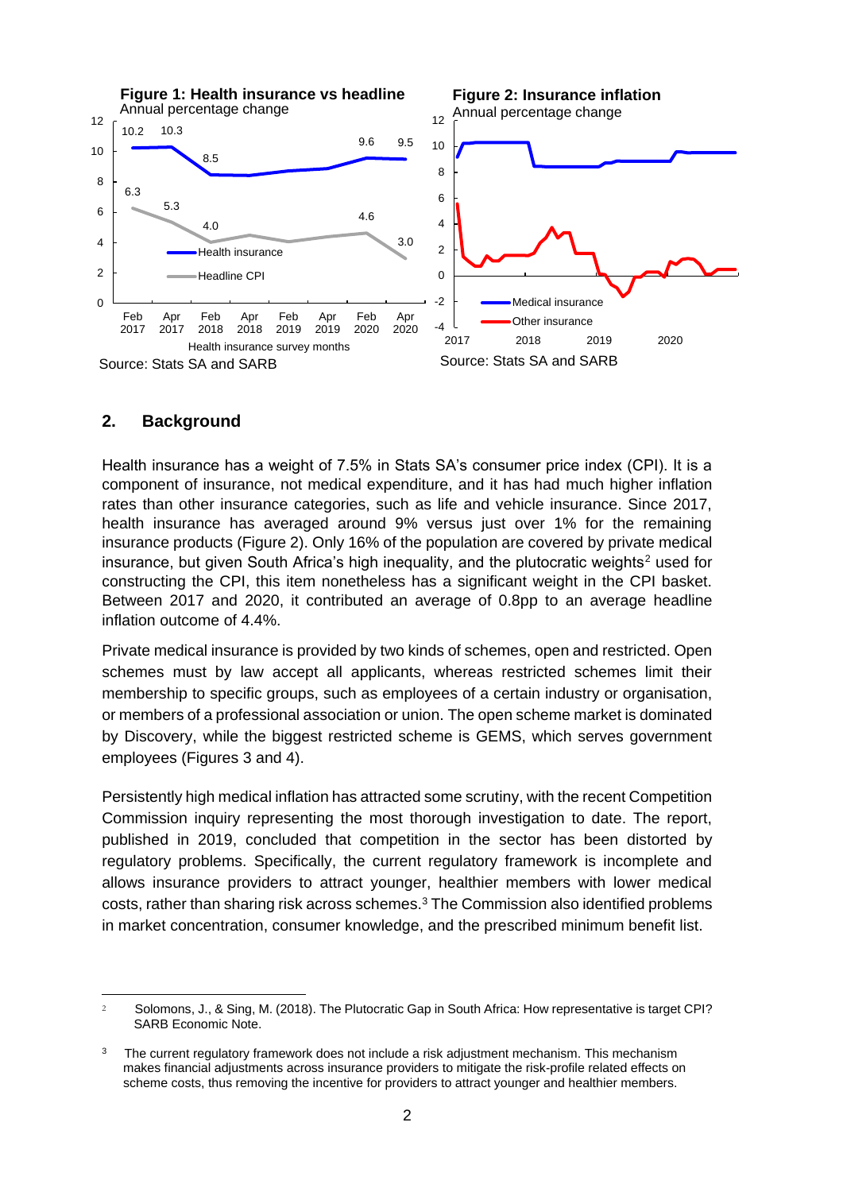**Figure 1: Health insurance vs headline**
Annual percentage change

Source: Stats SA and SARB

**Figure 2: Insurance inflation**
Annual percentage change

Source: Stats SA and SARB

## 2. Background

Health insurance has a weight of 7.5% in Stats SA's consumer price index (CPI). It is a component of insurance, not medical expenditure, and it has had much higher inflation rates than other insurance categories, such as life and vehicle insurance. Since 2017, health insurance has averaged around 9% versus just over 1% for the remaining insurance products (Figure 2). Only 16% of the population are covered by private medical insurance, but given South Africa's high inequality, and the plutocratic weights[2] used for constructing the CPI, this item nonetheless has a significant weight in the CPI basket. Between 2017 and 2020, it contributed an average of 0.8pp to an average headline inflation outcome of 4.4%.

Private medical insurance is provided by two kinds of schemes, open and restricted. Open schemes must by law accept all applicants, whereas restricted schemes limit their membership to specific groups, such as employees of a certain industry or organisation, or members of a professional association or union. The open scheme market is dominated by Discovery, while the biggest restricted scheme is GEMS, which serves government employees (Figures 3 and 4).

Persistently high medical inflation has attracted some scrutiny, with the recent Competition Commission inquiry representing the most thorough investigation to date. The report, published in 2019, concluded that competition in the sector has been distorted by regulatory problems. Specifically, the current regulatory framework is incomplete and allows insurance providers to attract younger, healthier members with lower medical costs, rather than sharing risk across schemes.[3] The Commission also identified problems in market concentration, consumer knowledge, and the prescribed minimum benefit list.

---

[2] Solomons, J., & Sing, M. (2018). The Plutocratic Gap in South Africa: How representative is target CPI? SARB Economic Note.

[3] The current regulatory framework does not include a risk adjustment mechanism. This mechanism makes financial adjustments across insurance providers to mitigate the risk-profile related effects on scheme costs, thus removing the incentive for providers to attract younger and healthier members.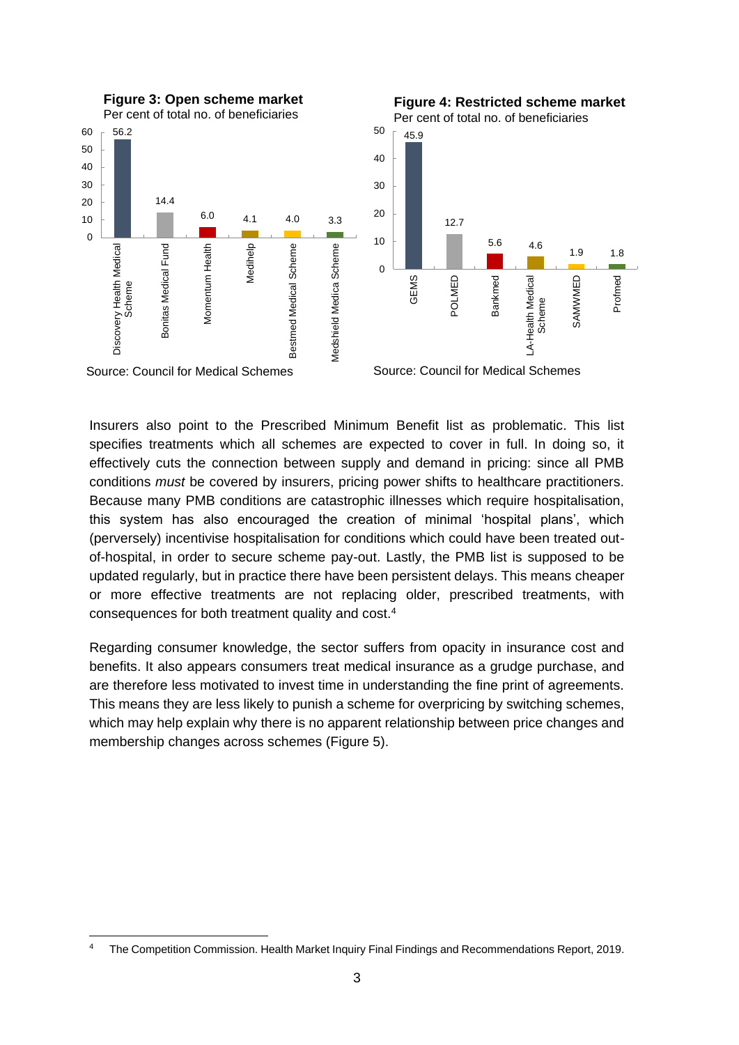**Figure 3: Open scheme market**
Per cent of total no. of beneficiaries

| Scheme | Per cent |
|---|---|
| Discovery Health Medical Scheme | 56.2 |
| Bonitas Medical Fund | 14.4 |
| Momentum Health | 6.0 |
| Medihelp | 4.1 |
| Bestmed Medical Scheme | 4.0 |
| Medshield Medica Scheme | 3.3 |

Source: Council for Medical Schemes

**Figure 4: Restricted scheme market**
Per cent of total no. of beneficiaries

| Scheme | Per cent |
|---|---|
| GEMS | 45.9 |
| POLMED | 12.7 |
| Bankmed | 5.6 |
| LA-Health Medical Scheme | 4.6 |
| SAMWMED | 1.9 |
| Profmed | 1.8 |

Source: Council for Medical Schemes

Insurers also point to the Prescribed Minimum Benefit list as problematic. This list specifies treatments which all schemes are expected to cover in full. In doing so, it effectively cuts the connection between supply and demand in pricing: since all PMB conditions *must* be covered by insurers, pricing power shifts to healthcare practitioners. Because many PMB conditions are catastrophic illnesses which require hospitalisation, this system has also encouraged the creation of minimal 'hospital plans', which (perversely) incentivise hospitalisation for conditions which could have been treated out-of-hospital, in order to secure scheme pay-out. Lastly, the PMB list is supposed to be updated regularly, but in practice there have been persistent delays. This means cheaper or more effective treatments are not replacing older, prescribed treatments, with consequences for both treatment quality and cost.[4]

Regarding consumer knowledge, the sector suffers from opacity in insurance cost and benefits. It also appears consumers treat medical insurance as a grudge purchase, and are therefore less motivated to invest time in understanding the fine print of agreements. This means they are less likely to punish a scheme for overpricing by switching schemes, which may help explain why there is no apparent relationship between price changes and membership changes across schemes (Figure 5).

[4] The Competition Commission. Health Market Inquiry Final Findings and Recommendations Report, 2019.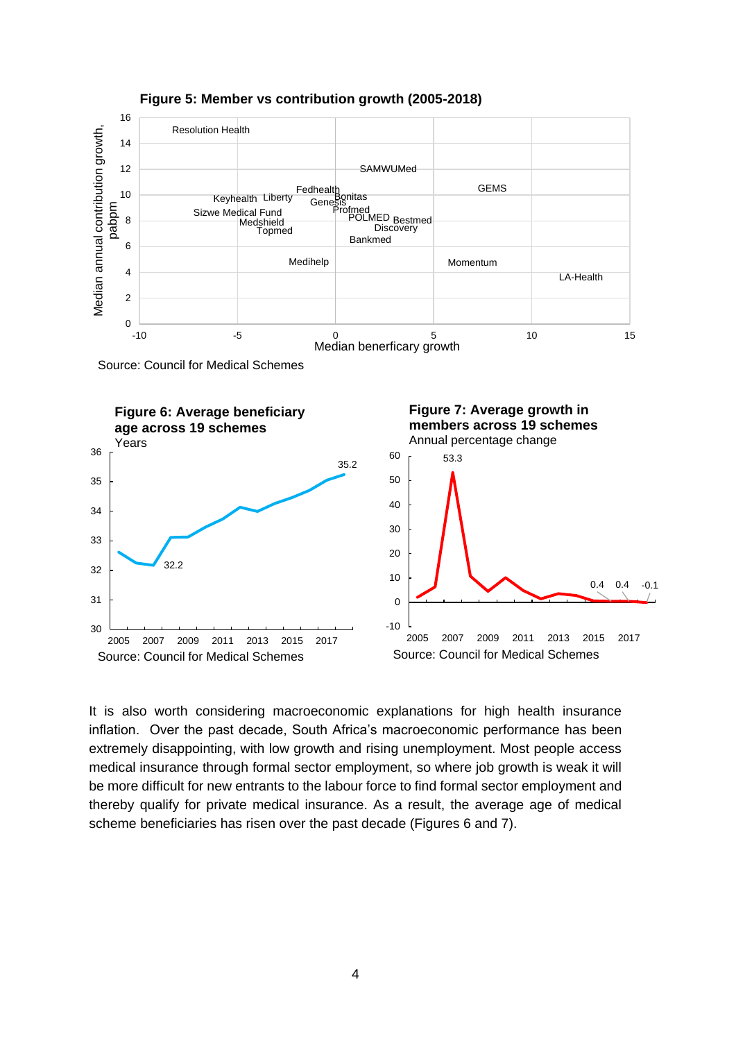**Figure 5: Member vs contribution growth (2005-2018)**

Source: Council for Medical Schemes

**Figure 6: Average beneficiary age across 19 schemes**

Years

Source: Council for Medical Schemes

**Figure 7: Average growth in members across 19 schemes**

Annual percentage change

Source: Council for Medical Schemes

It is also worth considering macroeconomic explanations for high health insurance inflation. Over the past decade, South Africa's macroeconomic performance has been extremely disappointing, with low growth and rising unemployment. Most people access medical insurance through formal sector employment, so where job growth is weak it will be more difficult for new entrants to the labour force to find formal sector employment and thereby qualify for private medical insurance. As a result, the average age of medical scheme beneficiaries has risen over the past decade (Figures 6 and 7).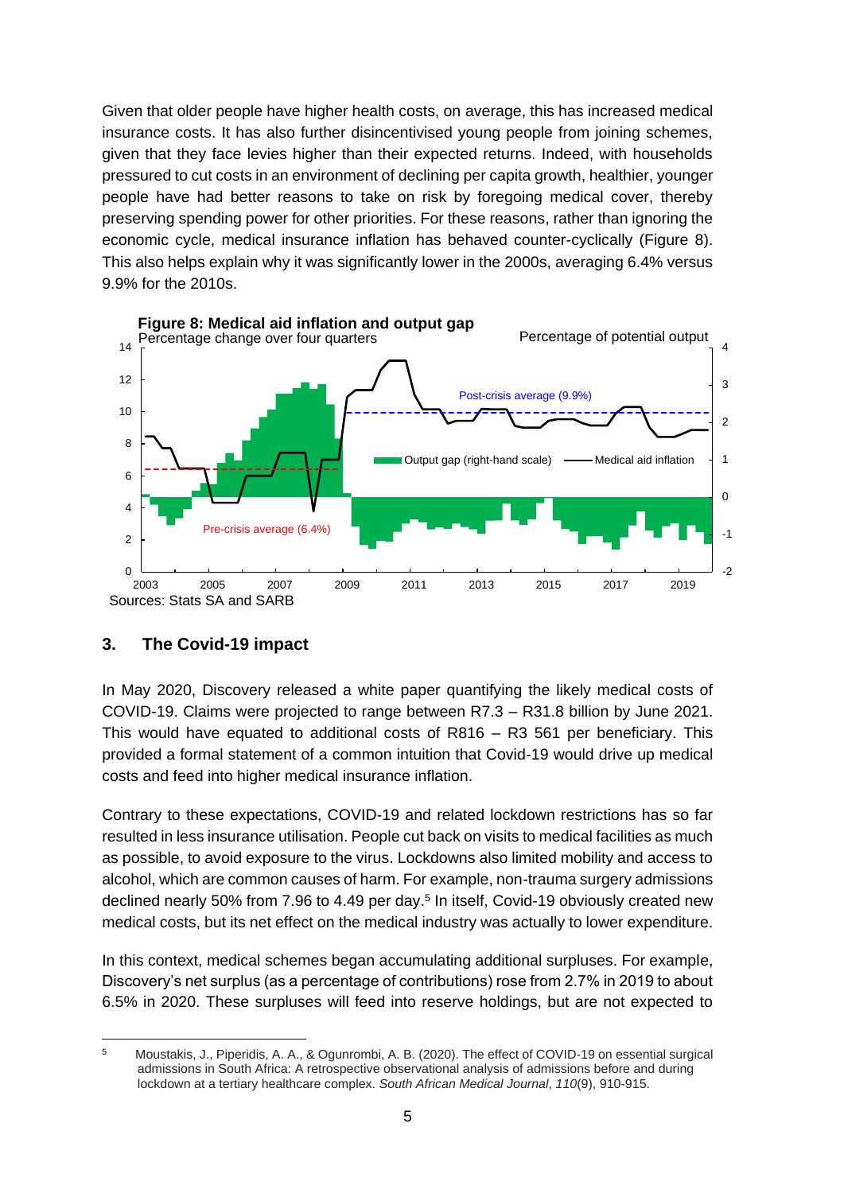Given that older people have higher health costs, on average, this has increased medical insurance costs. It has also further disincentivised young people from joining schemes, given that they face levies higher than their expected returns. Indeed, with households pressured to cut costs in an environment of declining per capita growth, healthier, younger people have had better reasons to take on risk by foregoing medical cover, thereby preserving spending power for other priorities. For these reasons, rather than ignoring the economic cycle, medical insurance inflation has behaved counter-cyclically (Figure 8). This also helps explain why it was significantly lower in the 2000s, averaging 6.4% versus 9.9% for the 2010s.

**Figure 8: Medical aid inflation and output gap**

Sources: Stats SA and SARB

## 3. The Covid-19 impact

In May 2020, Discovery released a white paper quantifying the likely medical costs of COVID-19. Claims were projected to range between R7.3 – R31.8 billion by June 2021. This would have equated to additional costs of R816 – R3 561 per beneficiary. This provided a formal statement of a common intuition that Covid-19 would drive up medical costs and feed into higher medical insurance inflation.

Contrary to these expectations, COVID-19 and related lockdown restrictions has so far resulted in less insurance utilisation. People cut back on visits to medical facilities as much as possible, to avoid exposure to the virus. Lockdowns also limited mobility and access to alcohol, which are common causes of harm. For example, non-trauma surgery admissions declined nearly 50% from 7.96 to 4.49 per day.[5] In itself, Covid-19 obviously created new medical costs, but its net effect on the medical industry was actually to lower expenditure.

In this context, medical schemes began accumulating additional surpluses. For example, Discovery's net surplus (as a percentage of contributions) rose from 2.7% in 2019 to about 6.5% in 2020. These surpluses will feed into reserve holdings, but are not expected to

[5] Moustakis, J., Piperidis, A. A., & Ogunrombi, A. B. (2020). The effect of COVID-19 on essential surgical admissions in South Africa: A retrospective observational analysis of admissions before and during lockdown at a tertiary healthcare complex. *South African Medical Journal*, *110*(9), 910-915.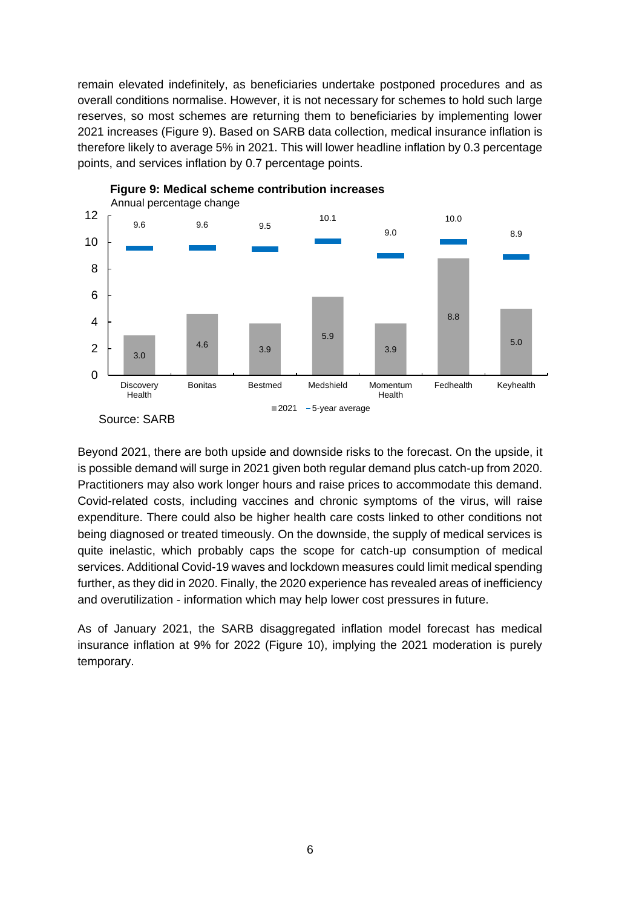remain elevated indefinitely, as beneficiaries undertake postponed procedures and as overall conditions normalise. However, it is not necessary for schemes to hold such large reserves, so most schemes are returning them to beneficiaries by implementing lower 2021 increases (Figure 9). Based on SARB data collection, medical insurance inflation is therefore likely to average 5% in 2021. This will lower headline inflation by 0.3 percentage points, and services inflation by 0.7 percentage points.

**Figure 9: Medical scheme contribution increases**

Annual percentage change

| Scheme | 2021 | 5-year average |
|---|---|---|
| Discovery Health | 3.0 | 9.6 |
| Bonitas | 4.6 | 9.6 |
| Bestmed | 3.9 | 9.5 |
| Medshield | 5.9 | 10.1 |
| Momentum Health | 3.9 | 9.0 |
| Fedhealth | 8.8 | 10.0 |
| Keyhealth | 5.0 | 8.9 |

Source: SARB

Beyond 2021, there are both upside and downside risks to the forecast. On the upside, it is possible demand will surge in 2021 given both regular demand plus catch-up from 2020. Practitioners may also work longer hours and raise prices to accommodate this demand. Covid-related costs, including vaccines and chronic symptoms of the virus, will raise expenditure. There could also be higher health care costs linked to other conditions not being diagnosed or treated timeously. On the downside, the supply of medical services is quite inelastic, which probably caps the scope for catch-up consumption of medical services. Additional Covid-19 waves and lockdown measures could limit medical spending further, as they did in 2020. Finally, the 2020 experience has revealed areas of inefficiency and overutilization - information which may help lower cost pressures in future.

As of January 2021, the SARB disaggregated inflation model forecast has medical insurance inflation at 9% for 2022 (Figure 10), implying the 2021 moderation is purely temporary.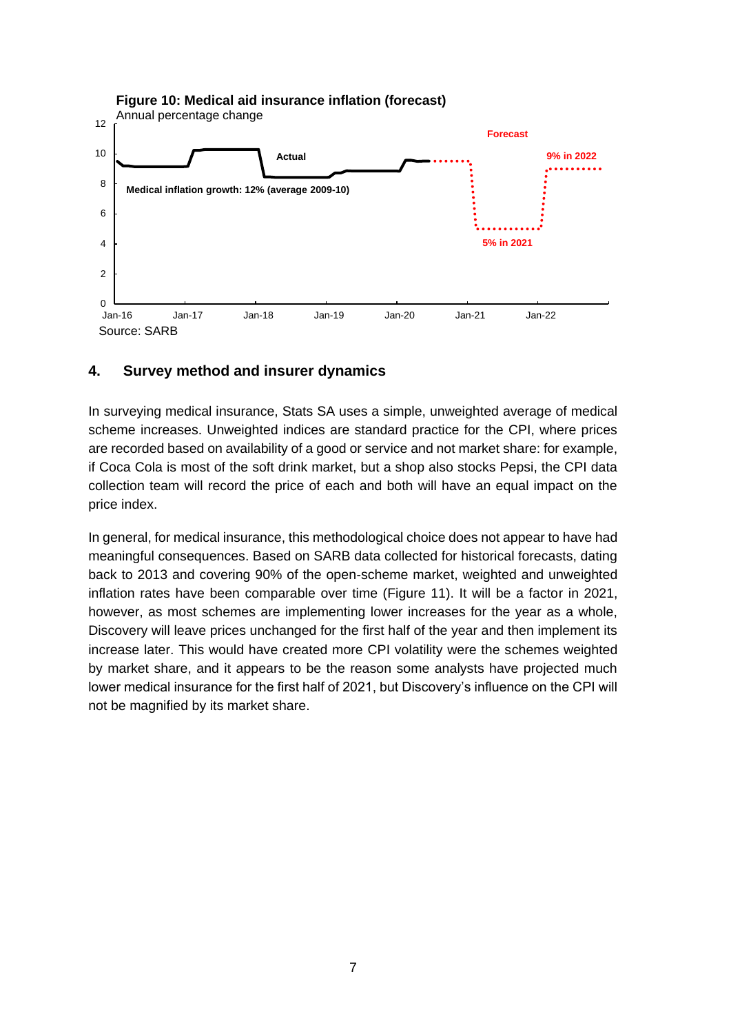**Figure 10: Medical aid insurance inflation (forecast)**

Annual percentage change

Source: SARB

## 4. Survey method and insurer dynamics

In surveying medical insurance, Stats SA uses a simple, unweighted average of medical scheme increases. Unweighted indices are standard practice for the CPI, where prices are recorded based on availability of a good or service and not market share: for example, if Coca Cola is most of the soft drink market, but a shop also stocks Pepsi, the CPI data collection team will record the price of each and both will have an equal impact on the price index.

In general, for medical insurance, this methodological choice does not appear to have had meaningful consequences. Based on SARB data collected for historical forecasts, dating back to 2013 and covering 90% of the open-scheme market, weighted and unweighted inflation rates have been comparable over time (Figure 11). It will be a factor in 2021, however, as most schemes are implementing lower increases for the year as a whole, Discovery will leave prices unchanged for the first half of the year and then implement its increase later. This would have created more CPI volatility were the schemes weighted by market share, and it appears to be the reason some analysts have projected much lower medical insurance for the first half of 2021, but Discovery's influence on the CPI will not be magnified by its market share.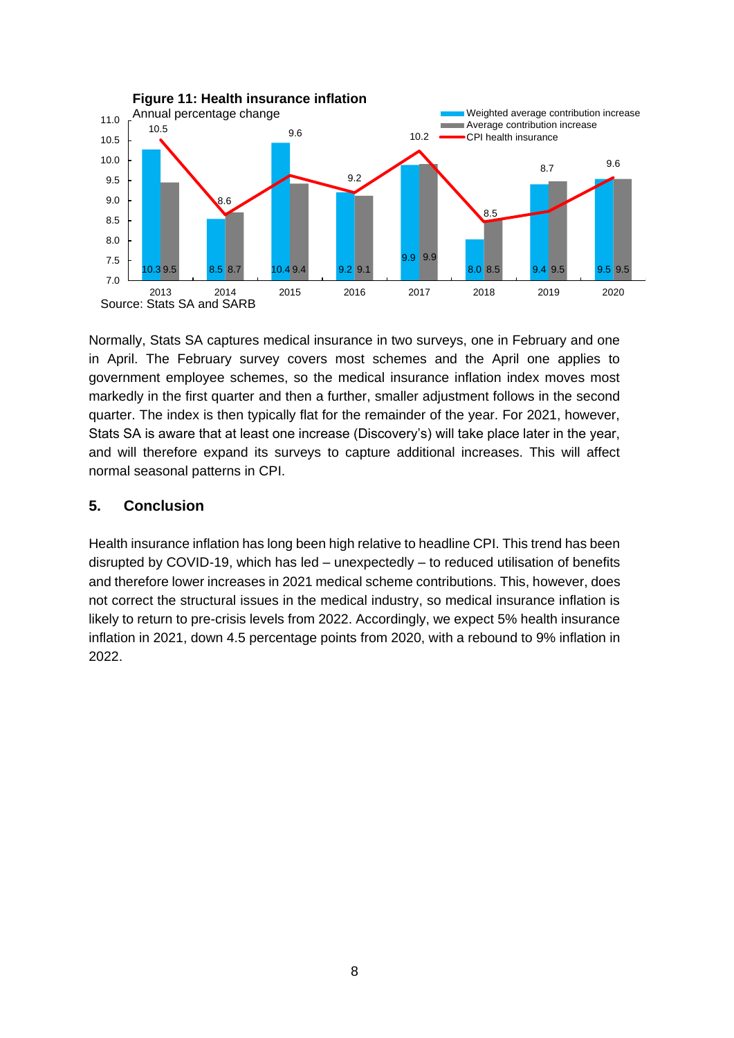**Figure 11: Health insurance inflation**

Annual percentage change

| Year | Weighted average contribution increase | Average contribution increase | CPI health insurance |
|---|---|---|---|
| 2013 | 10.3 | 9.5 | 10.5 |
| 2014 | 8.5 | 8.7 | 8.6 |
| 2015 | 10.4 | 9.4 | 9.6 |
| 2016 | 9.2 | 9.1 | 9.2 |
| 2017 | 9.9 | 9.9 | 10.2 |
| 2018 | 8.0 | 8.5 | 8.5 |
| 2019 | 9.4 | 9.5 | 8.7 |
| 2020 | 9.5 | 9.5 | 9.6 |

Source: Stats SA and SARB

Normally, Stats SA captures medical insurance in two surveys, one in February and one in April. The February survey covers most schemes and the April one applies to government employee schemes, so the medical insurance inflation index moves most markedly in the first quarter and then a further, smaller adjustment follows in the second quarter. The index is then typically flat for the remainder of the year. For 2021, however, Stats SA is aware that at least one increase (Discovery's) will take place later in the year, and will therefore expand its surveys to capture additional increases. This will affect normal seasonal patterns in CPI.

## 5. Conclusion

Health insurance inflation has long been high relative to headline CPI. This trend has been disrupted by COVID-19, which has led – unexpectedly – to reduced utilisation of benefits and therefore lower increases in 2021 medical scheme contributions. This, however, does not correct the structural issues in the medical industry, so medical insurance inflation is likely to return to pre-crisis levels from 2022. Accordingly, we expect 5% health insurance inflation in 2021, down 4.5 percentage points from 2020, with a rebound to 9% inflation in 2022.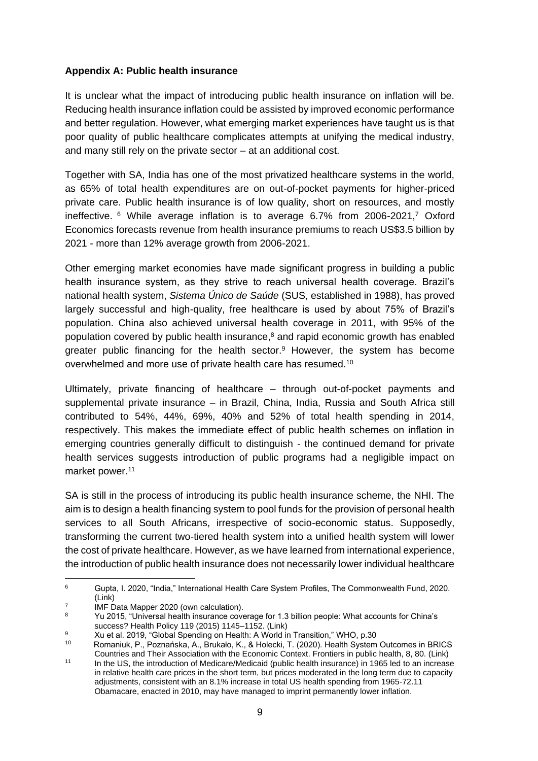**Appendix A: Public health insurance**

It is unclear what the impact of introducing public health insurance on inflation will be. Reducing health insurance inflation could be assisted by improved economic performance and better regulation. However, what emerging market experiences have taught us is that poor quality of public healthcare complicates attempts at unifying the medical industry, and many still rely on the private sector – at an additional cost.

Together with SA, India has one of the most privatized healthcare systems in the world, as 65% of total health expenditures are on out-of-pocket payments for higher-priced private care. Public health insurance is of low quality, short on resources, and mostly ineffective. [6] While average inflation is to average 6.7% from 2006-2021,[7] Oxford Economics forecasts revenue from health insurance premiums to reach US$3.5 billion by 2021 - more than 12% average growth from 2006-2021.

Other emerging market economies have made significant progress in building a public health insurance system, as they strive to reach universal health coverage. Brazil's national health system, *Sistema Único de Saúde* (SUS, established in 1988), has proved largely successful and high-quality, free healthcare is used by about 75% of Brazil's population. China also achieved universal health coverage in 2011, with 95% of the population covered by public health insurance,[8] and rapid economic growth has enabled greater public financing for the health sector.[9] However, the system has become overwhelmed and more use of private health care has resumed.[10]

Ultimately, private financing of healthcare – through out-of-pocket payments and supplemental private insurance – in Brazil, China, India, Russia and South Africa still contributed to 54%, 44%, 69%, 40% and 52% of total health spending in 2014, respectively. This makes the immediate effect of public health schemes on inflation in emerging countries generally difficult to distinguish - the continued demand for private health services suggests introduction of public programs had a negligible impact on market power.[11]

SA is still in the process of introducing its public health insurance scheme, the NHI. The aim is to design a health financing system to pool funds for the provision of personal health services to all South Africans, irrespective of socio-economic status. Supposedly, transforming the current two-tiered health system into a unified health system will lower the cost of private healthcare. However, as we have learned from international experience, the introduction of public health insurance does not necessarily lower individual healthcare

---

[6] Gupta, I. 2020, "India," International Health Care System Profiles, The Commonwealth Fund, 2020. (Link)

[7] IMF Data Mapper 2020 (own calculation).

[8] Yu 2015, "Universal health insurance coverage for 1.3 billion people: What accounts for China's success? Health Policy 119 (2015) 1145–1152. (Link)

[9] Xu et al. 2019, "Global Spending on Health: A World in Transition," WHO, p.30

[10] Romaniuk, P., Poznańska, A., Brukało, K., & Holecki, T. (2020). Health System Outcomes in BRICS Countries and Their Association with the Economic Context. Frontiers in public health, 8, 80. (Link)

[11] In the US, the introduction of Medicare/Medicaid (public health insurance) in 1965 led to an increase in relative health care prices in the short term, but prices moderated in the long term due to capacity adjustments, consistent with an 8.1% increase in total US health spending from 1965-72.11 Obamacare, enacted in 2010, may have managed to imprint permanently lower inflation.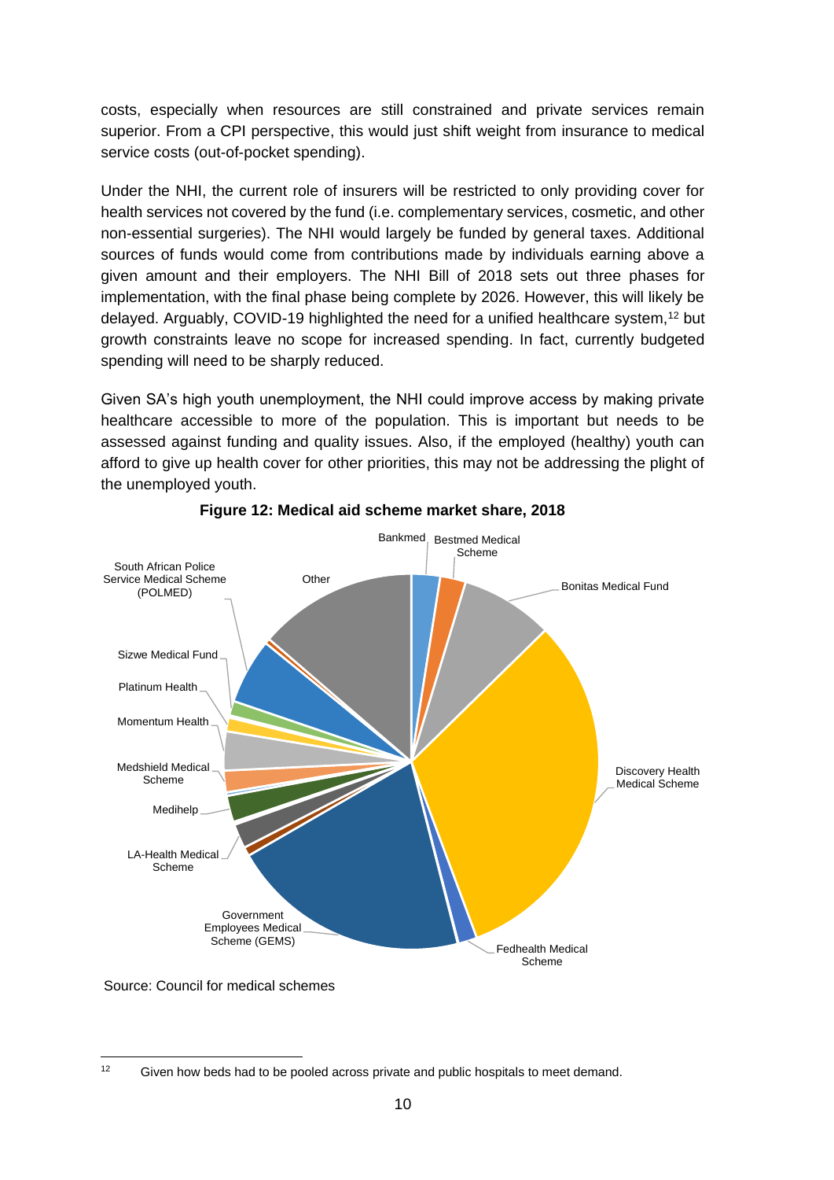costs, especially when resources are still constrained and private services remain superior. From a CPI perspective, this would just shift weight from insurance to medical service costs (out-of-pocket spending).

Under the NHI, the current role of insurers will be restricted to only providing cover for health services not covered by the fund (i.e. complementary services, cosmetic, and other non-essential surgeries). The NHI would largely be funded by general taxes. Additional sources of funds would come from contributions made by individuals earning above a given amount and their employers. The NHI Bill of 2018 sets out three phases for implementation, with the final phase being complete by 2026. However, this will likely be delayed. Arguably, COVID-19 highlighted the need for a unified healthcare system,[12] but growth constraints leave no scope for increased spending. In fact, currently budgeted spending will need to be sharply reduced.

Given SA's high youth unemployment, the NHI could improve access by making private healthcare accessible to more of the population. This is important but needs to be assessed against funding and quality issues. Also, if the employed (healthy) youth can afford to give up health cover for other priorities, this may not be addressing the plight of the unemployed youth.

**Figure 12: Medical aid scheme market share, 2018**

Bankmed, Bestmed Medical Scheme, Bonitas Medical Fund, Discovery Health Medical Scheme, Fedhealth Medical Scheme, Government Employees Medical Scheme (GEMS), LA-Health Medical Scheme, Medihelp, Medshield Medical Scheme, Momentum Health, Platinum Health, Sizwe Medical Fund, South African Police Service Medical Scheme (POLMED), Other

Source: Council for medical schemes

[12] Given how beds had to be pooled across private and public hospitals to meet demand.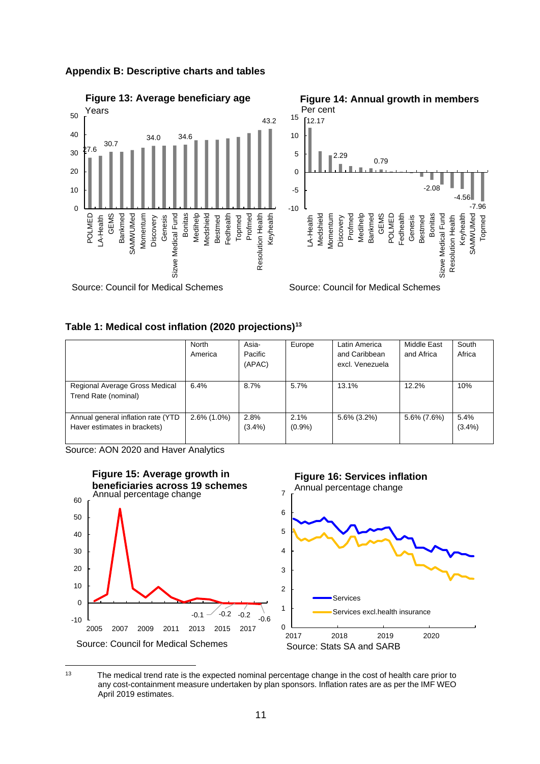## Appendix B: Descriptive charts and tables

**Figure 13: Average beneficiary age**

Years

Source: Council for Medical Schemes

**Figure 14: Annual growth in members**

Per cent

Source: Council for Medical Schemes

**Table 1: Medical cost inflation (2020 projections)[13]**

| | North America | Asia-Pacific (APAC) | Europe | Latin America and Caribbean excl. Venezuela | Middle East and Africa | South Africa |
|---|---|---|---|---|---|---|
| Regional Average Gross Medical Trend Rate (nominal) | 6.4% | 8.7% | 5.7% | 13.1% | 12.2% | 10% |
| Annual general inflation rate (YTD Haver estimates in brackets) | 2.6% (1.0%) | 2.8% (3.4%) | 2.1% (0.9%) | 5.6% (3.2%) | 5.6% (7.6%) | 5.4% (3.4%) |

Source: AON 2020 and Haver Analytics

**Figure 15: Average growth in beneficiaries across 19 schemes**

Annual percentage change

Source: Council for Medical Schemes

**Figure 16: Services inflation**

Annual percentage change

Source: Stats SA and SARB

---

[13] The medical trend rate is the expected nominal percentage change in the cost of health care prior to any cost-containment measure undertaken by plan sponsors. Inflation rates are as per the IMF WEO April 2019 estimates.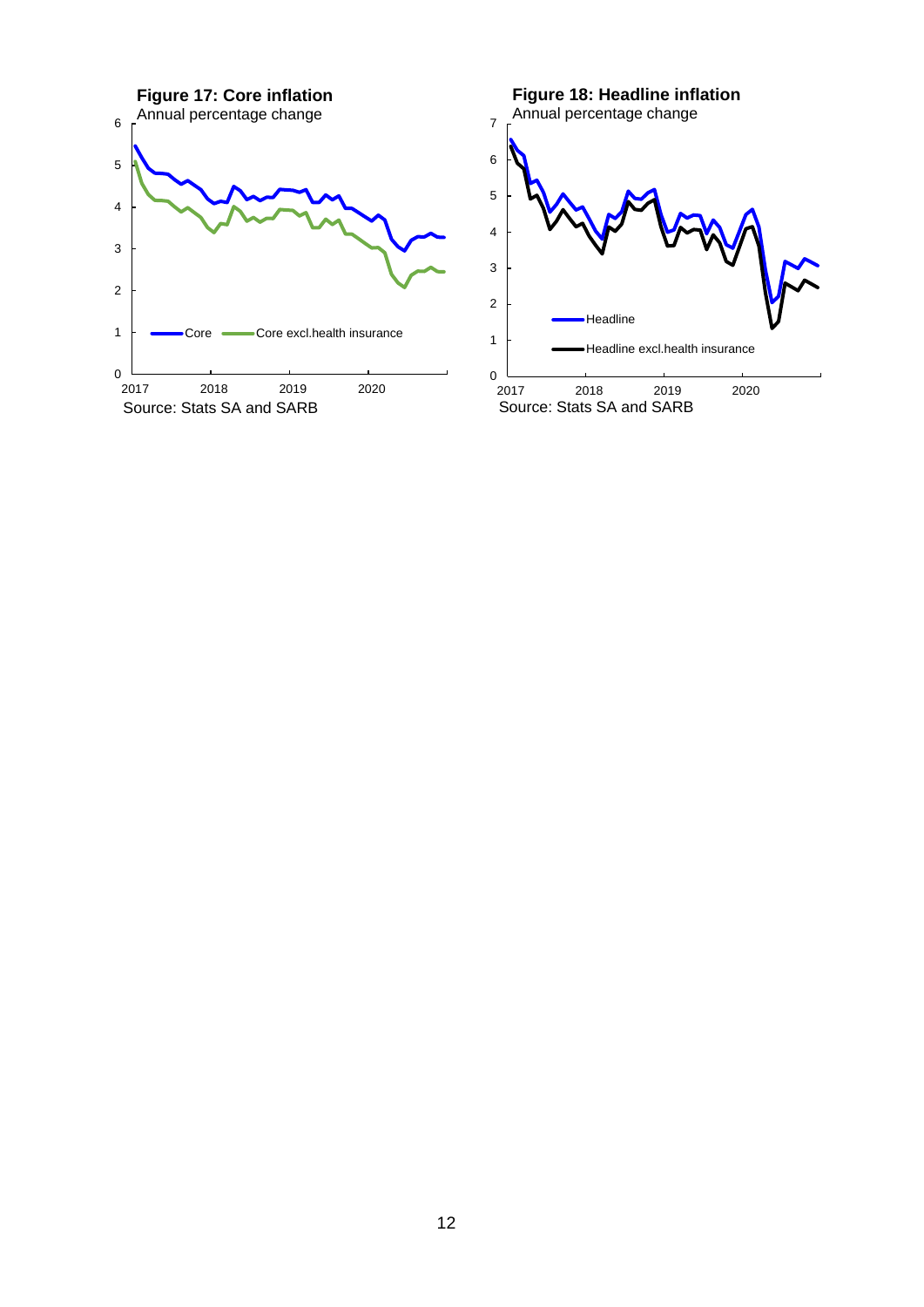**Figure 17: Core inflation**

Annual percentage change

6
5
4
3
2
1
0

2017 2018 2019 2020

Core   Core excl.health insurance

Source: Stats SA and SARB

**Figure 18: Headline inflation**

Annual percentage change

7
6
5
4
3
2
1
0

2017 2018 2019 2020

Headline

Headline excl.health insurance

Source: Stats SA and SARB